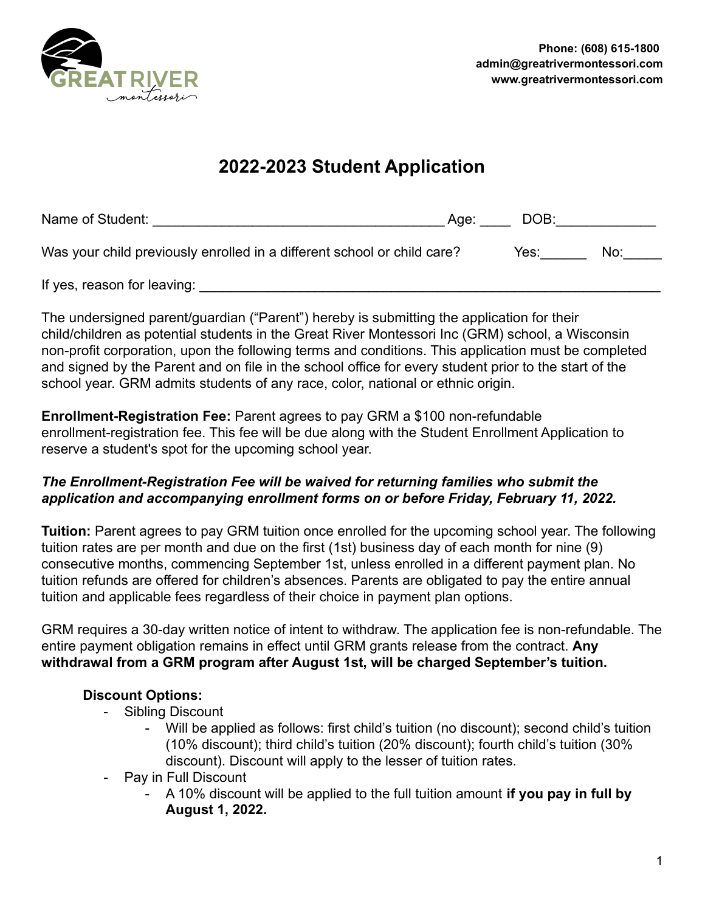Phone: (608) 615-1800
admin@greatrivermontessori.com
www.greatrivermontessori.com

# 2022-2023 Student Application

Name of Student: ______________________________________ Age: ____ DOB:_____________

Was your child previously enrolled in a different school or child care? Yes:______ No:_____

If yes, reason for leaving: ______________________________________________________________

The undersigned parent/guardian ("Parent") hereby is submitting the application for their child/children as potential students in the Great River Montessori Inc (GRM) school, a Wisconsin non-profit corporation, upon the following terms and conditions. This application must be completed and signed by the Parent and on file in the school office for every student prior to the start of the school year. GRM admits students of any race, color, national or ethnic origin.

**Enrollment-Registration Fee:** Parent agrees to pay GRM a $100 non-refundable enrollment-registration fee. This fee will be due along with the Student Enrollment Application to reserve a student's spot for the upcoming school year.

***The Enrollment-Registration Fee will be waived for returning families who submit the application and accompanying enrollment forms on or before Friday, February 11, 2022.***

**Tuition:** Parent agrees to pay GRM tuition once enrolled for the upcoming school year. The following tuition rates are per month and due on the first (1st) business day of each month for nine (9) consecutive months, commencing September 1st, unless enrolled in a different payment plan. No tuition refunds are offered for children's absences. Parents are obligated to pay the entire annual tuition and applicable fees regardless of their choice in payment plan options.

GRM requires a 30-day written notice of intent to withdraw. The application fee is non-refundable. The entire payment obligation remains in effect until GRM grants release from the contract. **Any withdrawal from a GRM program after August 1st, will be charged September's tuition.**

**Discount Options:**

- Sibling Discount
    - Will be applied as follows: first child's tuition (no discount); second child's tuition (10% discount); third child's tuition (20% discount); fourth child's tuition (30% discount). Discount will apply to the lesser of tuition rates.
- Pay in Full Discount
    - A 10% discount will be applied to the full tuition amount **if you pay in full by August 1, 2022.**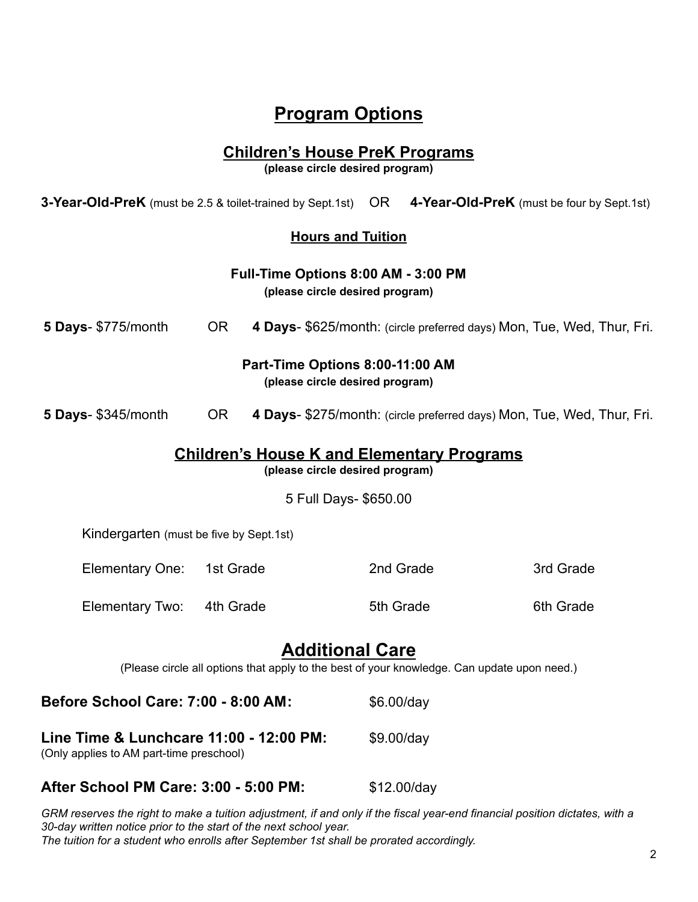# Program Options

## Children's House PreK Programs

**(please circle desired program)**

**3-Year-Old-PreK** (must be 2.5 & toilet-trained by Sept.1st) OR **4-Year-Old-PreK** (must be four by Sept.1st)

### Hours and Tuition

**Full-Time Options 8:00 AM - 3:00 PM**
**(please circle desired program)**

**5 Days**- $775/month OR **4 Days**- $625/month: (circle preferred days) Mon, Tue, Wed, Thur, Fri.

**Part-Time Options 8:00-11:00 AM**
**(please circle desired program)**

**5 Days**- $345/month OR **4 Days**- $275/month: (circle preferred days) Mon, Tue, Wed, Thur, Fri.

## Children's House K and Elementary Programs

**(please circle desired program)**

5 Full Days- $650.00

Kindergarten (must be five by Sept.1st)

| | | | |
|---|---|---|---|
| Elementary One: | 1st Grade | 2nd Grade | 3rd Grade |
| Elementary Two: | 4th Grade | 5th Grade | 6th Grade |

## Additional Care

(Please circle all options that apply to the best of your knowledge. Can update upon need.)

**Before School Care: 7:00 - 8:00 AM:** $6.00/day

**Line Time & Lunchcare 11:00 - 12:00 PM:** $9.00/day
(Only applies to AM part-time preschool)

**After School PM Care: 3:00 - 5:00 PM:** $12.00/day

*GRM reserves the right to make a tuition adjustment, if and only if the fiscal year-end financial position dictates, with a 30-day written notice prior to the start of the next school year.*
*The tuition for a student who enrolls after September 1st shall be prorated accordingly.*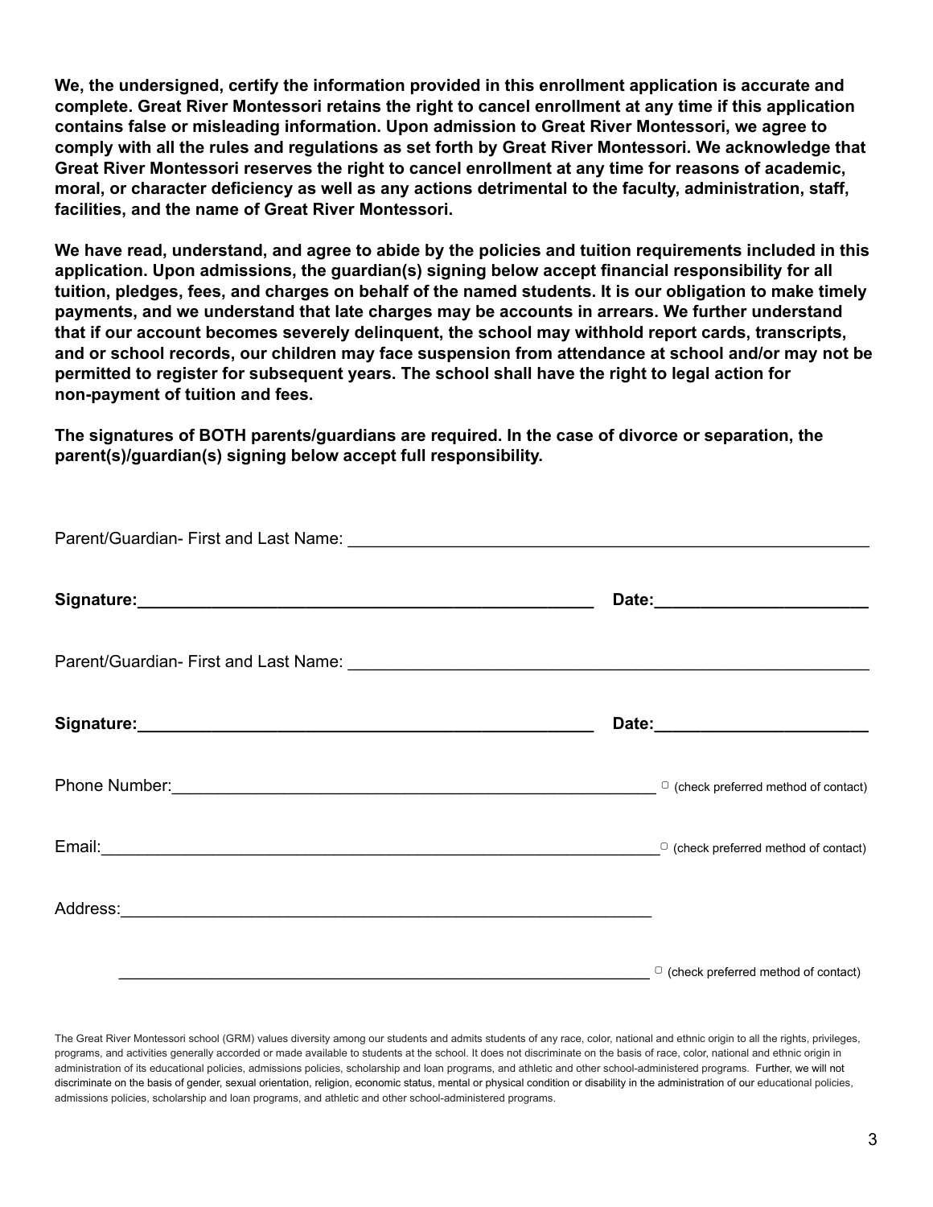**We, the undersigned, certify the information provided in this enrollment application is accurate and complete. Great River Montessori retains the right to cancel enrollment at any time if this application contains false or misleading information. Upon admission to Great River Montessori, we agree to comply with all the rules and regulations as set forth by Great River Montessori. We acknowledge that Great River Montessori reserves the right to cancel enrollment at any time for reasons of academic, moral, or character deficiency as well as any actions detrimental to the faculty, administration, staff, facilities, and the name of Great River Montessori.**

**We have read, understand, and agree to abide by the policies and tuition requirements included in this application. Upon admissions, the guardian(s) signing below accept financial responsibility for all tuition, pledges, fees, and charges on behalf of the named students. It is our obligation to make timely payments, and we understand that late charges may be accounts in arrears. We further understand that if our account becomes severely delinquent, the school may withhold report cards, transcripts, and or school records, our children may face suspension from attendance at school and/or may not be permitted to register for subsequent years. The school shall have the right to legal action for non-payment of tuition and fees.**

**The signatures of BOTH parents/guardians are required. In the case of divorce or separation, the parent(s)/guardian(s) signing below accept full responsibility.**

Parent/Guardian- First and Last Name: ____________________________________________

**Signature:____________________________________________ Date:____________________**

Parent/Guardian- First and Last Name: ____________________________________________

**Signature:____________________________________________ Date:____________________**

Phone Number:____________________________________________ ▢ (check preferred method of contact)

Email:____________________________________________________ ▢ (check preferred method of contact)

Address:_______________________________________________

_______________________________________________________ ▢ (check preferred method of contact)

The Great River Montessori school (GRM) values diversity among our students and admits students of any race, color, national and ethnic origin to all the rights, privileges, programs, and activities generally accorded or made available to students at the school. It does not discriminate on the basis of race, color, national and ethnic origin in administration of its educational policies, admissions policies, scholarship and loan programs, and athletic and other school-administered programs. Further, we will not discriminate on the basis of gender, sexual orientation, religion, economic status, mental or physical condition or disability in the administration of our educational policies, admissions policies, scholarship and loan programs, and athletic and other school-administered programs.